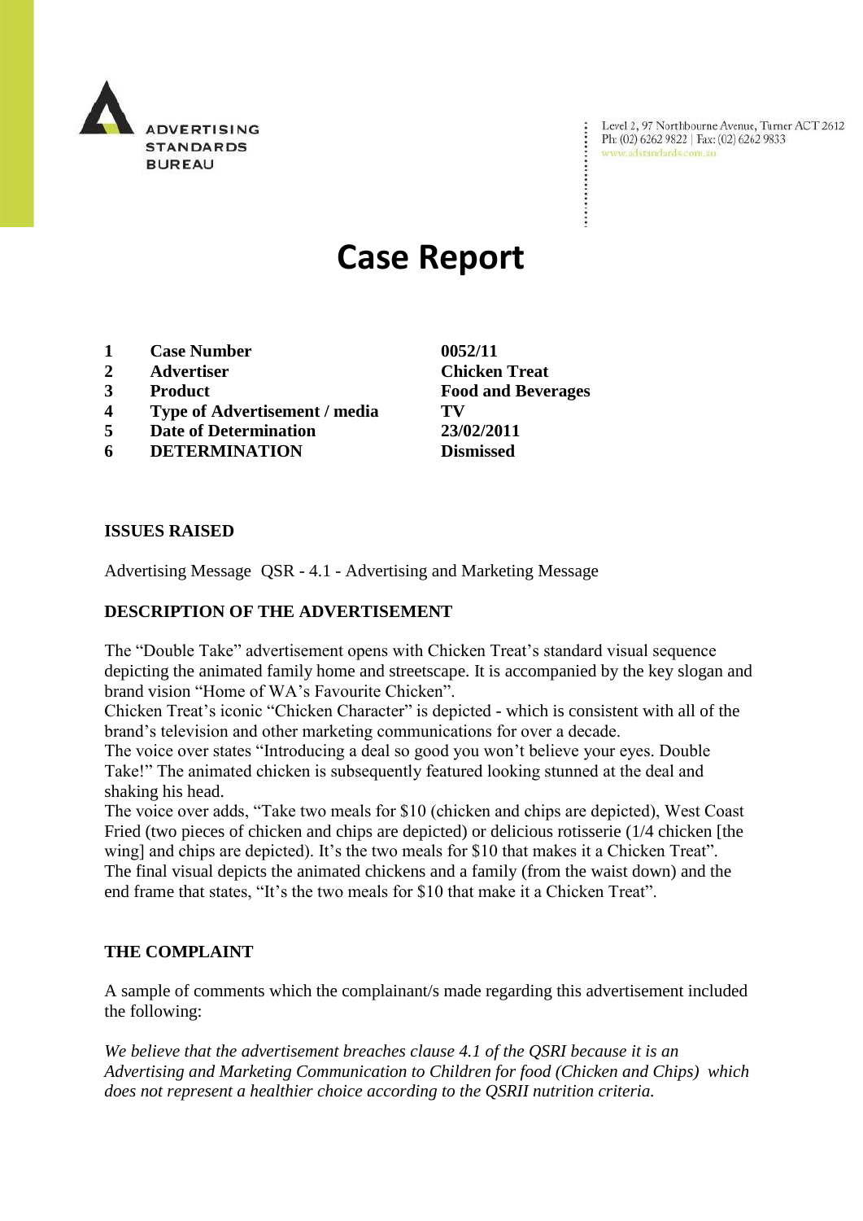ADVERTISING STANDARDS BUREAU

Level 2, 97 Northbourne Avenue, Turner ACT 2612
Ph: (02) 6262 9822 | Fax: (02) 6262 9833
www.adstandards.com.au

# Case Report

| | | |
|---|---|---|
| **1** | **Case Number** | **0052/11** |
| **2** | **Advertiser** | **Chicken Treat** |
| **3** | **Product** | **Food and Beverages** |
| **4** | **Type of Advertisement / media** | **TV** |
| **5** | **Date of Determination** | **23/02/2011** |
| **6** | **DETERMINATION** | **Dismissed** |

**ISSUES RAISED**

Advertising Message QSR - 4.1 - Advertising and Marketing Message

**DESCRIPTION OF THE ADVERTISEMENT**

The "Double Take" advertisement opens with Chicken Treat's standard visual sequence depicting the animated family home and streetscape. It is accompanied by the key slogan and brand vision "Home of WA's Favourite Chicken".
Chicken Treat's iconic "Chicken Character" is depicted - which is consistent with all of the brand's television and other marketing communications for over a decade.
The voice over states "Introducing a deal so good you won't believe your eyes. Double Take!" The animated chicken is subsequently featured looking stunned at the deal and shaking his head.
The voice over adds, "Take two meals for $10 (chicken and chips are depicted), West Coast Fried (two pieces of chicken and chips are depicted) or delicious rotisserie (1/4 chicken [the wing] and chips are depicted). It's the two meals for $10 that makes it a Chicken Treat".
The final visual depicts the animated chickens and a family (from the waist down) and the end frame that states, "It's the two meals for $10 that make it a Chicken Treat".

**THE COMPLAINT**

A sample of comments which the complainant/s made regarding this advertisement included the following:

*We believe that the advertisement breaches clause 4.1 of the QSRI because it is an Advertising and Marketing Communication to Children for food (Chicken and Chips) which does not represent a healthier choice according to the QSRII nutrition criteria.*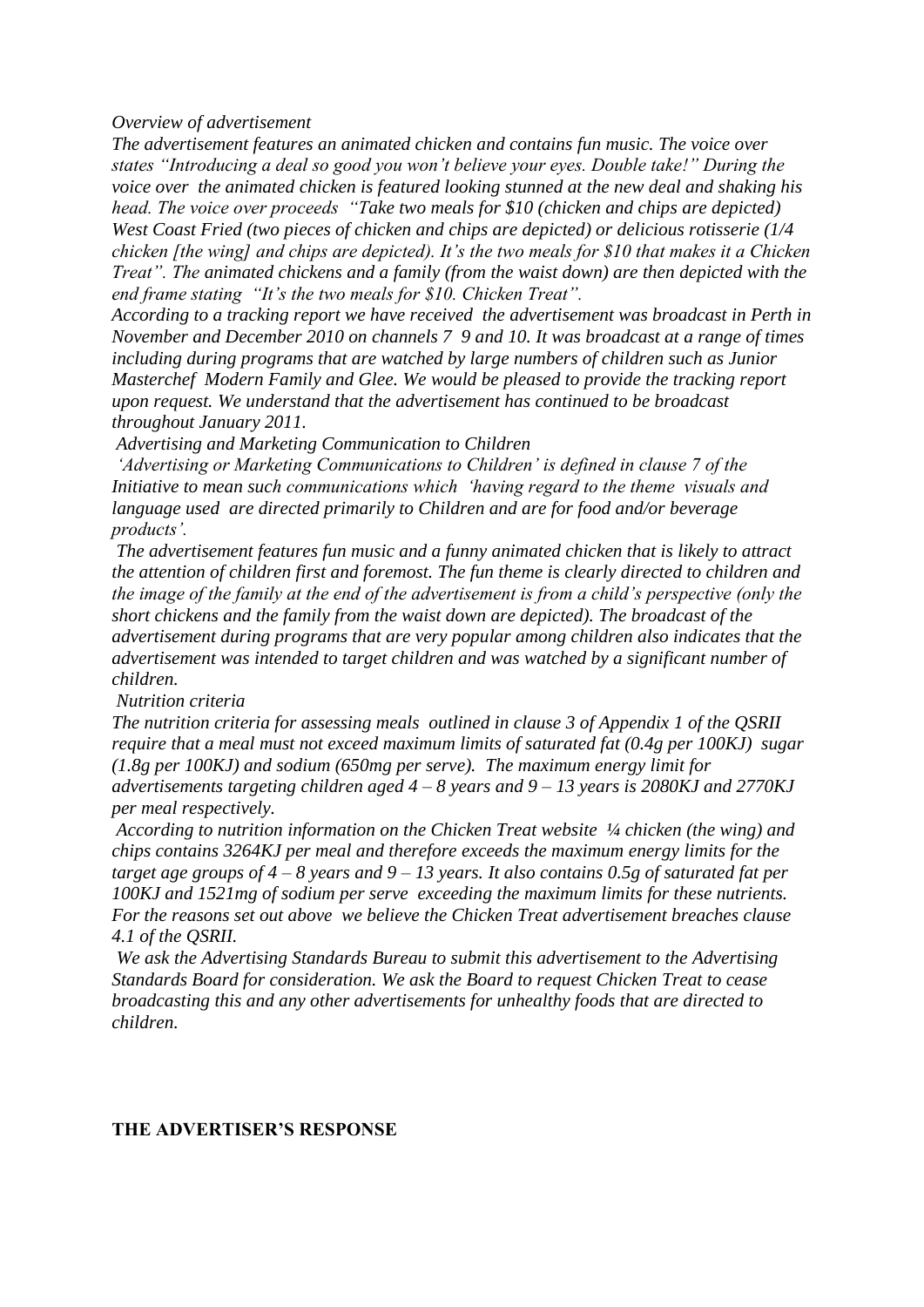*Overview of advertisement*

*The advertisement features an animated chicken and contains fun music. The voice over states "Introducing a deal so good you won't believe your eyes. Double take!" During the voice over the animated chicken is featured looking stunned at the new deal and shaking his head. The voice over proceeds "Take two meals for $10 (chicken and chips are depicted) West Coast Fried (two pieces of chicken and chips are depicted) or delicious rotisserie (1/4 chicken [the wing] and chips are depicted). It's the two meals for $10 that makes it a Chicken Treat". The animated chickens and a family (from the waist down) are then depicted with the end frame stating "It's the two meals for $10. Chicken Treat".*

*According to a tracking report we have received the advertisement was broadcast in Perth in November and December 2010 on channels 7 9 and 10. It was broadcast at a range of times including during programs that are watched by large numbers of children such as Junior Masterchef Modern Family and Glee. We would be pleased to provide the tracking report upon request. We understand that the advertisement has continued to be broadcast throughout January 2011.*

*Advertising and Marketing Communication to Children*

*'Advertising or Marketing Communications to Children' is defined in clause 7 of the Initiative to mean such communications which 'having regard to the theme visuals and language used are directed primarily to Children and are for food and/or beverage products'.*

*The advertisement features fun music and a funny animated chicken that is likely to attract the attention of children first and foremost. The fun theme is clearly directed to children and the image of the family at the end of the advertisement is from a child's perspective (only the short chickens and the family from the waist down are depicted). The broadcast of the advertisement during programs that are very popular among children also indicates that the advertisement was intended to target children and was watched by a significant number of children.*

*Nutrition criteria*

*The nutrition criteria for assessing meals outlined in clause 3 of Appendix 1 of the QSRII require that a meal must not exceed maximum limits of saturated fat (0.4g per 100KJ) sugar (1.8g per 100KJ) and sodium (650mg per serve). The maximum energy limit for advertisements targeting children aged 4 – 8 years and 9 – 13 years is 2080KJ and 2770KJ per meal respectively.*

*According to nutrition information on the Chicken Treat website ¼ chicken (the wing) and chips contains 3264KJ per meal and therefore exceeds the maximum energy limits for the target age groups of 4 – 8 years and 9 – 13 years. It also contains 0.5g of saturated fat per 100KJ and 1521mg of sodium per serve exceeding the maximum limits for these nutrients. For the reasons set out above we believe the Chicken Treat advertisement breaches clause 4.1 of the QSRII.*

*We ask the Advertising Standards Bureau to submit this advertisement to the Advertising Standards Board for consideration. We ask the Board to request Chicken Treat to cease broadcasting this and any other advertisements for unhealthy foods that are directed to children.*

**THE ADVERTISER'S RESPONSE**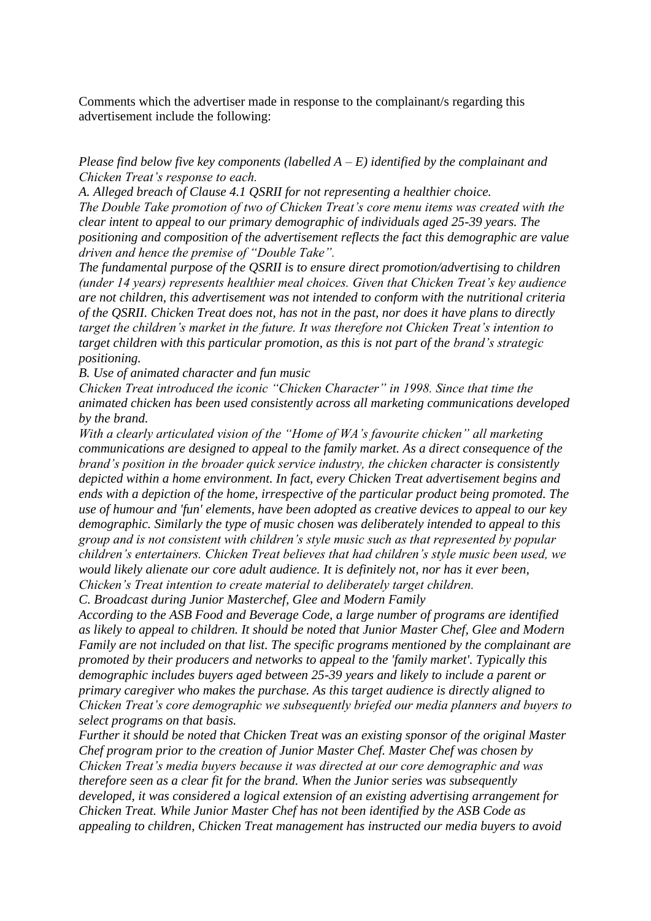Comments which the advertiser made in response to the complainant/s regarding this advertisement include the following:

*Please find below five key components (labelled A – E) identified by the complainant and Chicken Treat's response to each.*

*A. Alleged breach of Clause 4.1 QSRII for not representing a healthier choice.*

*The Double Take promotion of two of Chicken Treat's core menu items was created with the clear intent to appeal to our primary demographic of individuals aged 25-39 years. The positioning and composition of the advertisement reflects the fact this demographic are value driven and hence the premise of "Double Take".*

*The fundamental purpose of the QSRII is to ensure direct promotion/advertising to children (under 14 years) represents healthier meal choices. Given that Chicken Treat's key audience are not children, this advertisement was not intended to conform with the nutritional criteria of the QSRII. Chicken Treat does not, has not in the past, nor does it have plans to directly target the children's market in the future. It was therefore not Chicken Treat's intention to target children with this particular promotion, as this is not part of the brand's strategic positioning.*

*B. Use of animated character and fun music*

*Chicken Treat introduced the iconic "Chicken Character" in 1998. Since that time the animated chicken has been used consistently across all marketing communications developed by the brand.*

*With a clearly articulated vision of the "Home of WA's favourite chicken" all marketing communications are designed to appeal to the family market. As a direct consequence of the brand's position in the broader quick service industry, the chicken character is consistently depicted within a home environment. In fact, every Chicken Treat advertisement begins and ends with a depiction of the home, irrespective of the particular product being promoted. The use of humour and 'fun' elements, have been adopted as creative devices to appeal to our key demographic. Similarly the type of music chosen was deliberately intended to appeal to this group and is not consistent with children's style music such as that represented by popular children's entertainers. Chicken Treat believes that had children's style music been used, we would likely alienate our core adult audience. It is definitely not, nor has it ever been, Chicken's Treat intention to create material to deliberately target children.*

*C. Broadcast during Junior Masterchef, Glee and Modern Family*

*According to the ASB Food and Beverage Code, a large number of programs are identified as likely to appeal to children. It should be noted that Junior Master Chef, Glee and Modern Family are not included on that list. The specific programs mentioned by the complainant are promoted by their producers and networks to appeal to the 'family market'. Typically this demographic includes buyers aged between 25-39 years and likely to include a parent or primary caregiver who makes the purchase. As this target audience is directly aligned to Chicken Treat's core demographic we subsequently briefed our media planners and buyers to select programs on that basis.*

*Further it should be noted that Chicken Treat was an existing sponsor of the original Master Chef program prior to the creation of Junior Master Chef. Master Chef was chosen by Chicken Treat's media buyers because it was directed at our core demographic and was therefore seen as a clear fit for the brand. When the Junior series was subsequently developed, it was considered a logical extension of an existing advertising arrangement for Chicken Treat. While Junior Master Chef has not been identified by the ASB Code as appealing to children, Chicken Treat management has instructed our media buyers to avoid*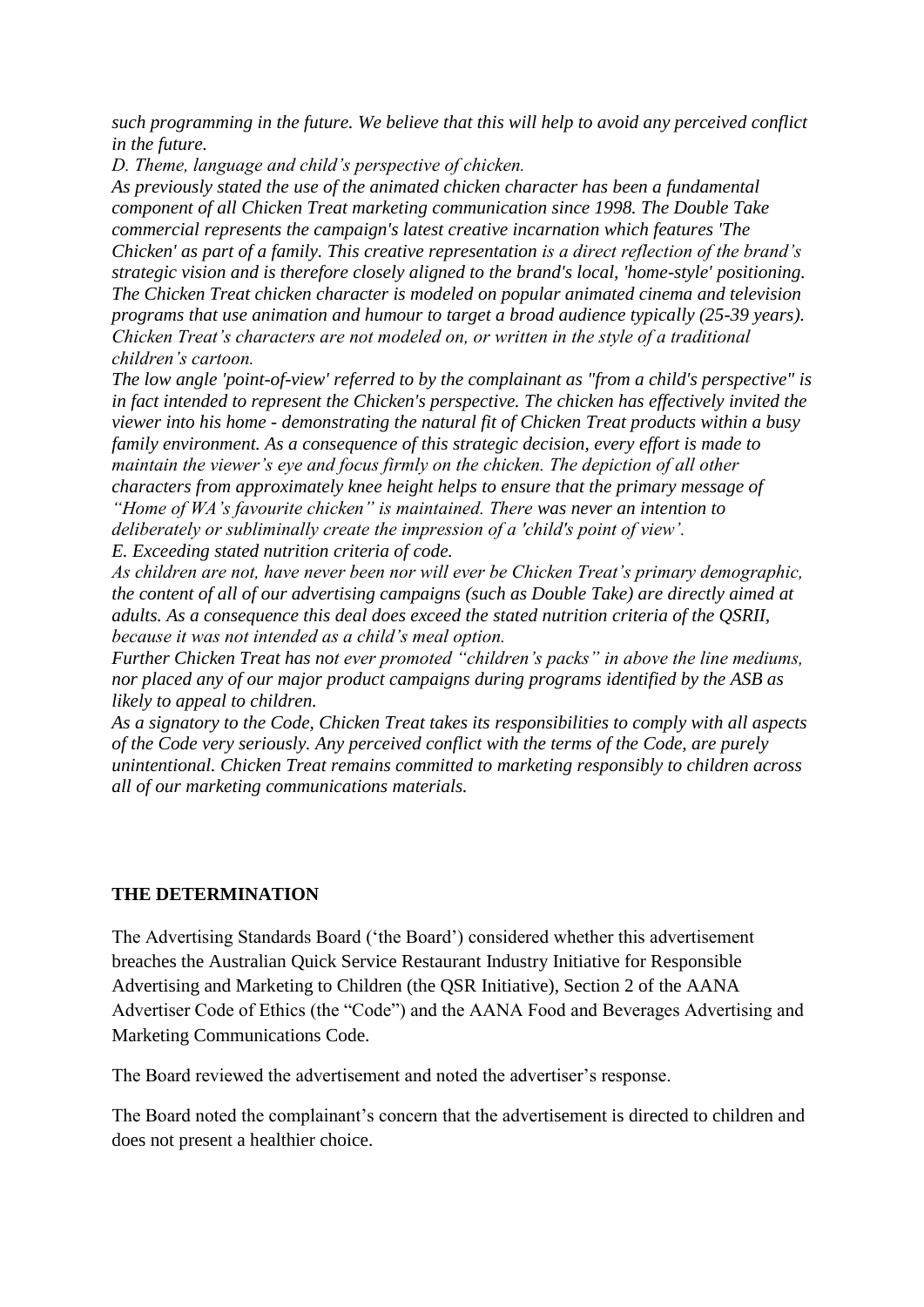*such programming in the future. We believe that this will help to avoid any perceived conflict in the future.*

*D. Theme, language and child's perspective of chicken.*

*As previously stated the use of the animated chicken character has been a fundamental component of all Chicken Treat marketing communication since 1998. The Double Take commercial represents the campaign's latest creative incarnation which features 'The Chicken' as part of a family. This creative representation is a direct reflection of the brand's strategic vision and is therefore closely aligned to the brand's local, 'home-style' positioning. The Chicken Treat chicken character is modeled on popular animated cinema and television programs that use animation and humour to target a broad audience typically (25-39 years). Chicken Treat's characters are not modeled on, or written in the style of a traditional children's cartoon.*

*The low angle 'point-of-view' referred to by the complainant as "from a child's perspective" is in fact intended to represent the Chicken's perspective. The chicken has effectively invited the viewer into his home - demonstrating the natural fit of Chicken Treat products within a busy family environment. As a consequence of this strategic decision, every effort is made to maintain the viewer's eye and focus firmly on the chicken. The depiction of all other characters from approximately knee height helps to ensure that the primary message of "Home of WA's favourite chicken" is maintained. There was never an intention to deliberately or subliminally create the impression of a 'child's point of view'.*

*E. Exceeding stated nutrition criteria of code.*

*As children are not, have never been nor will ever be Chicken Treat's primary demographic, the content of all of our advertising campaigns (such as Double Take) are directly aimed at adults. As a consequence this deal does exceed the stated nutrition criteria of the QSRII, because it was not intended as a child's meal option.*

*Further Chicken Treat has not ever promoted "children's packs" in above the line mediums, nor placed any of our major product campaigns during programs identified by the ASB as likely to appeal to children.*

*As a signatory to the Code, Chicken Treat takes its responsibilities to comply with all aspects of the Code very seriously. Any perceived conflict with the terms of the Code, are purely unintentional. Chicken Treat remains committed to marketing responsibly to children across all of our marketing communications materials.*

**THE DETERMINATION**

The Advertising Standards Board ('the Board') considered whether this advertisement breaches the Australian Quick Service Restaurant Industry Initiative for Responsible Advertising and Marketing to Children (the QSR Initiative), Section 2 of the AANA Advertiser Code of Ethics (the "Code") and the AANA Food and Beverages Advertising and Marketing Communications Code.

The Board reviewed the advertisement and noted the advertiser's response.

The Board noted the complainant's concern that the advertisement is directed to children and does not present a healthier choice.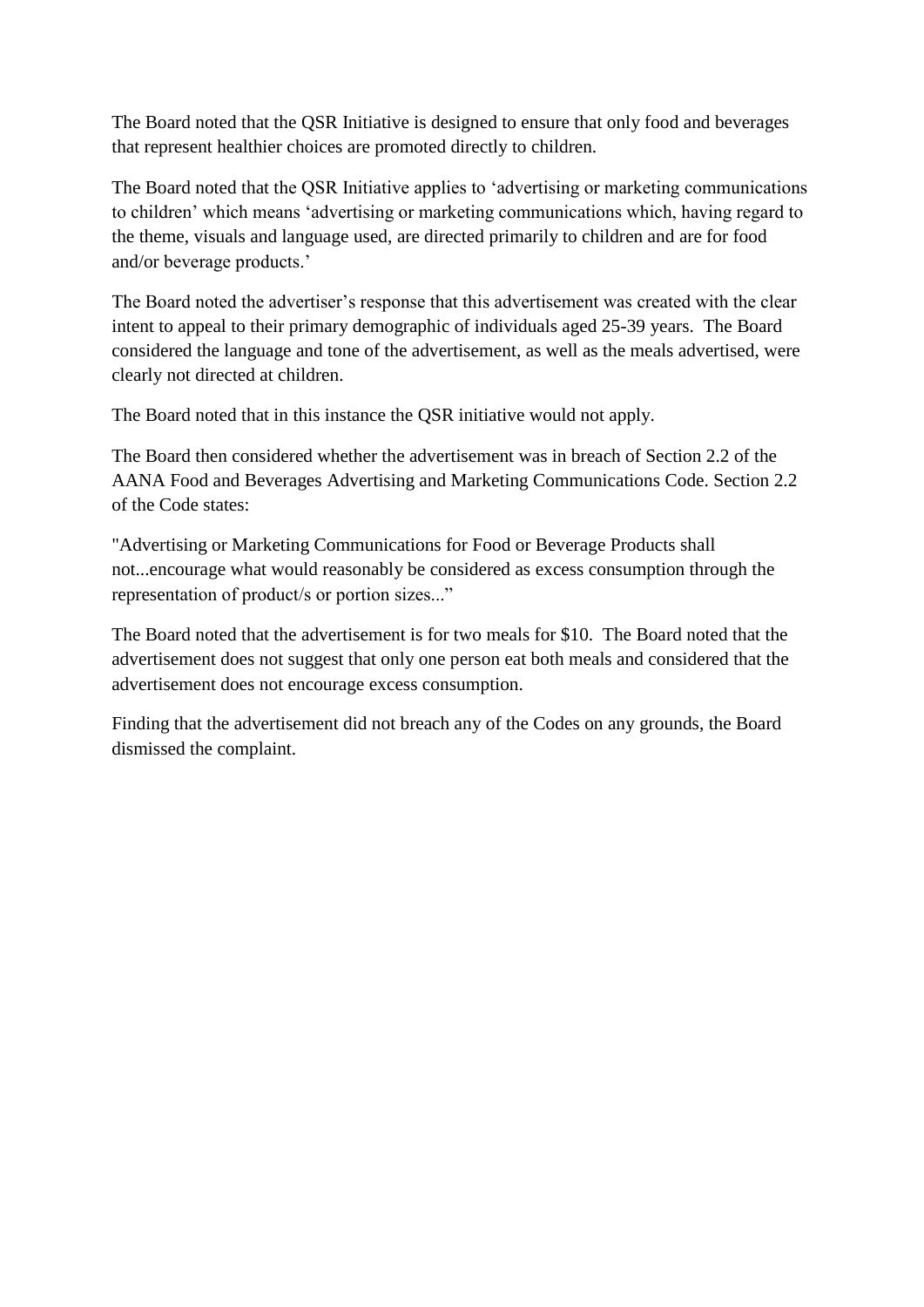The Board noted that the QSR Initiative is designed to ensure that only food and beverages that represent healthier choices are promoted directly to children.

The Board noted that the QSR Initiative applies to 'advertising or marketing communications to children' which means 'advertising or marketing communications which, having regard to the theme, visuals and language used, are directed primarily to children and are for food and/or beverage products.'

The Board noted the advertiser's response that this advertisement was created with the clear intent to appeal to their primary demographic of individuals aged 25-39 years. The Board considered the language and tone of the advertisement, as well as the meals advertised, were clearly not directed at children.

The Board noted that in this instance the QSR initiative would not apply.

The Board then considered whether the advertisement was in breach of Section 2.2 of the AANA Food and Beverages Advertising and Marketing Communications Code. Section 2.2 of the Code states:

"Advertising or Marketing Communications for Food or Beverage Products shall not...encourage what would reasonably be considered as excess consumption through the representation of product/s or portion sizes..."

The Board noted that the advertisement is for two meals for $10. The Board noted that the advertisement does not suggest that only one person eat both meals and considered that the advertisement does not encourage excess consumption.

Finding that the advertisement did not breach any of the Codes on any grounds, the Board dismissed the complaint.